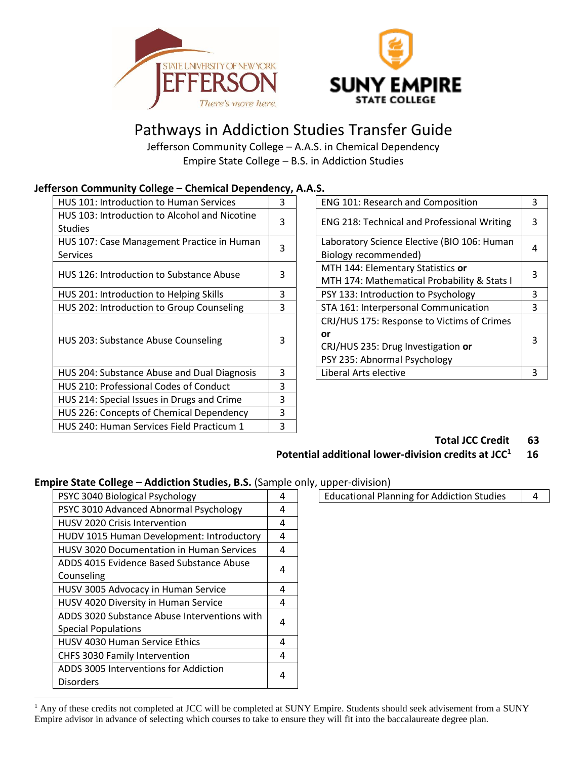# Pathways in Addiction Studies Transfer Guide

Jefferson Community College – A.A.S. in Chemical Dependency
Empire State College – B.S. in Addiction Studies

**Jefferson Community College – Chemical Dependency, A.A.S.**

| Course | Credits |
|---|---|
| HUS 101: Introduction to Human Services | 3 |
| HUS 103: Introduction to Alcohol and Nicotine Studies | 3 |
| HUS 107: Case Management Practice in Human Services | 3 |
| HUS 126: Introduction to Substance Abuse | 3 |
| HUS 201: Introduction to Helping Skills | 3 |
| HUS 202: Introduction to Group Counseling | 3 |
| HUS 203: Substance Abuse Counseling | 3 |
| HUS 204: Substance Abuse and Dual Diagnosis | 3 |
| HUS 210: Professional Codes of Conduct | 3 |
| HUS 214: Special Issues in Drugs and Crime | 3 |
| HUS 226: Concepts of Chemical Dependency | 3 |
| HUS 240: Human Services Field Practicum 1 | 3 |

| Course | Credits |
|---|---|
| ENG 101: Research and Composition | 3 |
| ENG 218: Technical and Professional Writing | 3 |
| Laboratory Science Elective (BIO 106: Human Biology recommended) | 4 |
| MTH 144: Elementary Statistics **or** MTH 174: Mathematical Probability & Stats I | 3 |
| PSY 133: Introduction to Psychology | 3 |
| STA 161: Interpersonal Communication | 3 |
| CRJ/HUS 175: Response to Victims of Crimes **or** CRJ/HUS 235: Drug Investigation **or** PSY 235: Abnormal Psychology | 3 |
| Liberal Arts elective | 3 |

**Total JCC Credit 63**

**Potential additional lower-division credits at JCC[1] 16**

**Empire State College – Addiction Studies, B.S.** (Sample only, upper-division)

| Course | Credits |
|---|---|
| PSYC 3040 Biological Psychology | 4 |
| PSYC 3010 Advanced Abnormal Psychology | 4 |
| HUSV 2020 Crisis Intervention | 4 |
| HUDV 1015 Human Development: Introductory | 4 |
| HUSV 3020 Documentation in Human Services | 4 |
| ADDS 4015 Evidence Based Substance Abuse Counseling | 4 |
| HUSV 3005 Advocacy in Human Service | 4 |
| HUSV 4020 Diversity in Human Service | 4 |
| ADDS 3020 Substance Abuse Interventions with Special Populations | 4 |
| HUSV 4030 Human Service Ethics | 4 |
| CHFS 3030 Family Intervention | 4 |
| ADDS 3005 Interventions for Addiction Disorders | 4 |

| Course | Credits |
|---|---|
| Educational Planning for Addiction Studies | 4 |

[1] Any of these credits not completed at JCC will be completed at SUNY Empire. Students should seek advisement from a SUNY Empire advisor in advance of selecting which courses to take to ensure they will fit into the baccalaureate degree plan.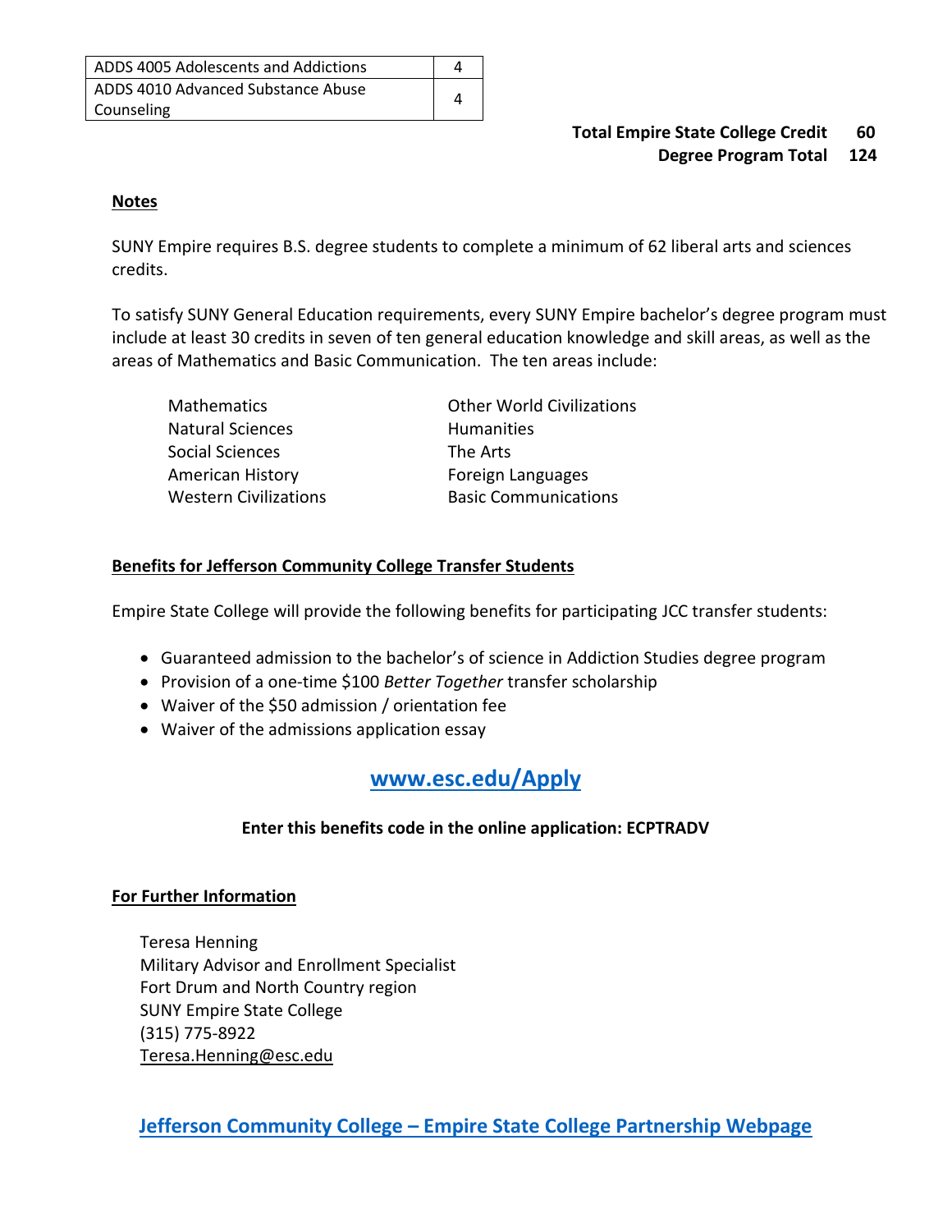| | |
|---|---|
| ADDS 4005 Adolescents and Addictions | 4 |
| ADDS 4010 Advanced Substance Abuse Counseling | 4 |

**Total Empire State College Credit 60**

**Degree Program Total 124**

**Notes**

SUNY Empire requires B.S. degree students to complete a minimum of 62 liberal arts and sciences credits.

To satisfy SUNY General Education requirements, every SUNY Empire bachelor's degree program must include at least 30 credits in seven of ten general education knowledge and skill areas, as well as the areas of Mathematics and Basic Communication. The ten areas include:

- Mathematics
- Natural Sciences
- Social Sciences
- American History
- Western Civilizations
- Other World Civilizations
- Humanities
- The Arts
- Foreign Languages
- Basic Communications

**Benefits for Jefferson Community College Transfer Students**

Empire State College will provide the following benefits for participating JCC transfer students:

- Guaranteed admission to the bachelor's of science in Addiction Studies degree program
- Provision of a one-time $100 *Better Together* transfer scholarship
- Waiver of the $50 admission / orientation fee
- Waiver of the admissions application essay

## www.esc.edu/Apply

**Enter this benefits code in the online application: ECPTRADV**

**For Further Information**

Teresa Henning
Military Advisor and Enrollment Specialist
Fort Drum and North Country region
SUNY Empire State College
(315) 775-8922
Teresa.Henning@esc.edu

**Jefferson Community College – Empire State College Partnership Webpage**